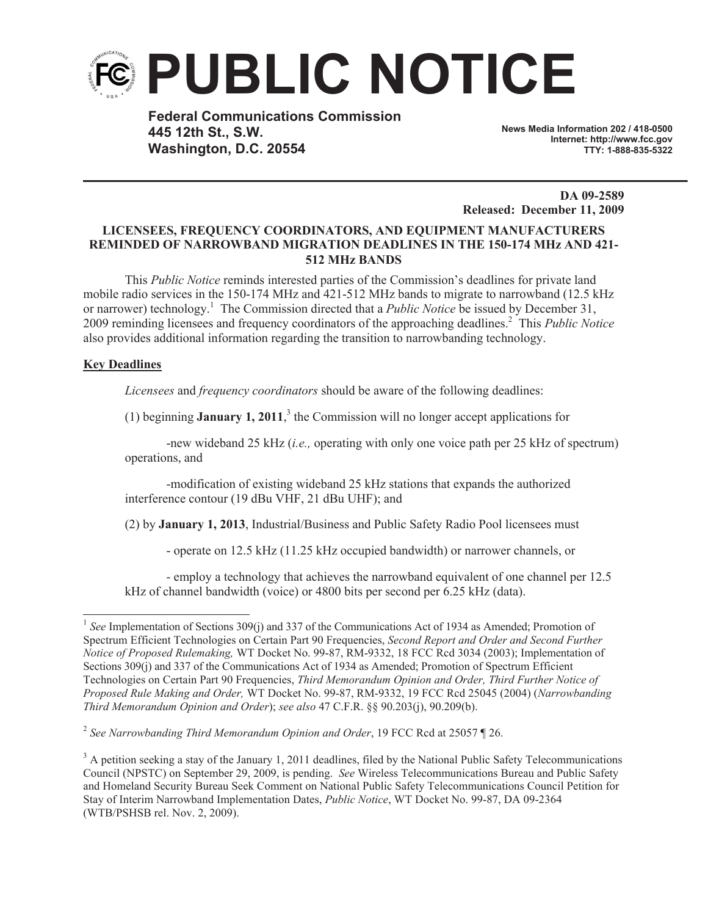# PUBLIC NOTICE

**Federal Communications Commission**
**445 12th St., S.W.**
**Washington, D.C. 20554**

**News Media Information 202 / 418-0500**
**Internet: http://www.fcc.gov**
**TTY: 1-888-835-5322**

**DA 09-2589**
**Released: December 11, 2009**

**LICENSEES, FREQUENCY COORDINATORS, AND EQUIPMENT MANUFACTURERS REMINDED OF NARROWBAND MIGRATION DEADLINES IN THE 150-174 MHz AND 421-512 MHz BANDS**

This *Public Notice* reminds interested parties of the Commission's deadlines for private land mobile radio services in the 150-174 MHz and 421-512 MHz bands to migrate to narrowband (12.5 kHz or narrower) technology.[1] The Commission directed that a *Public Notice* be issued by December 31, 2009 reminding licensees and frequency coordinators of the approaching deadlines.[2] This *Public Notice* also provides additional information regarding the transition to narrowbanding technology.

**Key Deadlines**

*Licensees* and *frequency coordinators* should be aware of the following deadlines:

(1) beginning **January 1, 2011**,[3] the Commission will no longer accept applications for

-new wideband 25 kHz (*i.e.,* operating with only one voice path per 25 kHz of spectrum) operations, and

-modification of existing wideband 25 kHz stations that expands the authorized interference contour (19 dBu VHF, 21 dBu UHF); and

(2) by **January 1, 2013**, Industrial/Business and Public Safety Radio Pool licensees must

- operate on 12.5 kHz (11.25 kHz occupied bandwidth) or narrower channels, or

- employ a technology that achieves the narrowband equivalent of one channel per 12.5 kHz of channel bandwidth (voice) or 4800 bits per second per 6.25 kHz (data).

---

[1] *See* Implementation of Sections 309(j) and 337 of the Communications Act of 1934 as Amended; Promotion of Spectrum Efficient Technologies on Certain Part 90 Frequencies, *Second Report and Order and Second Further Notice of Proposed Rulemaking,* WT Docket No. 99-87, RM-9332, 18 FCC Rcd 3034 (2003); Implementation of Sections 309(j) and 337 of the Communications Act of 1934 as Amended; Promotion of Spectrum Efficient Technologies on Certain Part 90 Frequencies, *Third Memorandum Opinion and Order, Third Further Notice of Proposed Rule Making and Order,* WT Docket No. 99-87, RM-9332, 19 FCC Rcd 25045 (2004) (*Narrowbanding Third Memorandum Opinion and Order*); *see also* 47 C.F.R. §§ 90.203(j), 90.209(b).

[2] *See Narrowbanding Third Memorandum Opinion and Order*, 19 FCC Rcd at 25057 ¶ 26.

[3] A petition seeking a stay of the January 1, 2011 deadlines, filed by the National Public Safety Telecommunications Council (NPSTC) on September 29, 2009, is pending. *See* Wireless Telecommunications Bureau and Public Safety and Homeland Security Bureau Seek Comment on National Public Safety Telecommunications Council Petition for Stay of Interim Narrowband Implementation Dates, *Public Notice*, WT Docket No. 99-87, DA 09-2364 (WTB/PSHSB rel. Nov. 2, 2009).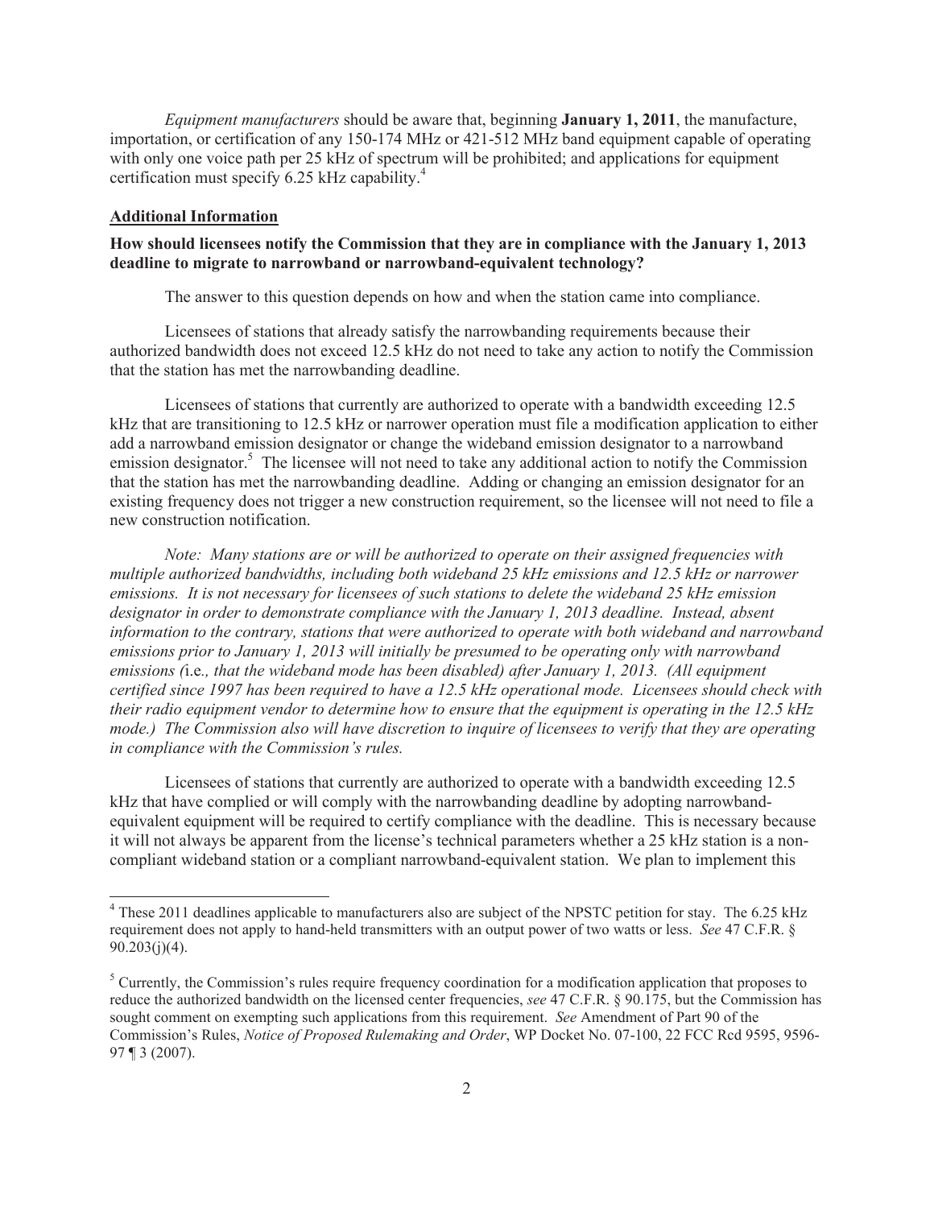*Equipment manufacturers* should be aware that, beginning **January 1, 2011**, the manufacture, importation, or certification of any 150-174 MHz or 421-512 MHz band equipment capable of operating with only one voice path per 25 kHz of spectrum will be prohibited; and applications for equipment certification must specify 6.25 kHz capability.[4]

**Additional Information**

**How should licensees notify the Commission that they are in compliance with the January 1, 2013 deadline to migrate to narrowband or narrowband-equivalent technology?**

The answer to this question depends on how and when the station came into compliance.

Licensees of stations that already satisfy the narrowbanding requirements because their authorized bandwidth does not exceed 12.5 kHz do not need to take any action to notify the Commission that the station has met the narrowbanding deadline.

Licensees of stations that currently are authorized to operate with a bandwidth exceeding 12.5 kHz that are transitioning to 12.5 kHz or narrower operation must file a modification application to either add a narrowband emission designator or change the wideband emission designator to a narrowband emission designator.[5] The licensee will not need to take any additional action to notify the Commission that the station has met the narrowbanding deadline. Adding or changing an emission designator for an existing frequency does not trigger a new construction requirement, so the licensee will not need to file a new construction notification.

*Note: Many stations are or will be authorized to operate on their assigned frequencies with multiple authorized bandwidths, including both wideband 25 kHz emissions and 12.5 kHz or narrower emissions. It is not necessary for licensees of such stations to delete the wideband 25 kHz emission designator in order to demonstrate compliance with the January 1, 2013 deadline. Instead, absent information to the contrary, stations that were authorized to operate with both wideband and narrowband emissions prior to January 1, 2013 will initially be presumed to be operating only with narrowband emissions (*i.e.*, that the wideband mode has been disabled) after January 1, 2013. (All equipment certified since 1997 has been required to have a 12.5 kHz operational mode. Licensees should check with their radio equipment vendor to determine how to ensure that the equipment is operating in the 12.5 kHz mode.) The Commission also will have discretion to inquire of licensees to verify that they are operating in compliance with the Commission's rules.*

Licensees of stations that currently are authorized to operate with a bandwidth exceeding 12.5 kHz that have complied or will comply with the narrowbanding deadline by adopting narrowband-equivalent equipment will be required to certify compliance with the deadline. This is necessary because it will not always be apparent from the license's technical parameters whether a 25 kHz station is a non-compliant wideband station or a compliant narrowband-equivalent station. We plan to implement this

---

[4] These 2011 deadlines applicable to manufacturers also are subject of the NPSTC petition for stay. The 6.25 kHz requirement does not apply to hand-held transmitters with an output power of two watts or less. *See* 47 C.F.R. § 90.203(j)(4).

[5] Currently, the Commission's rules require frequency coordination for a modification application that proposes to reduce the authorized bandwidth on the licensed center frequencies, *see* 47 C.F.R. § 90.175, but the Commission has sought comment on exempting such applications from this requirement. *See* Amendment of Part 90 of the Commission's Rules, *Notice of Proposed Rulemaking and Order*, WP Docket No. 07-100, 22 FCC Rcd 9595, 9596-97 ¶ 3 (2007).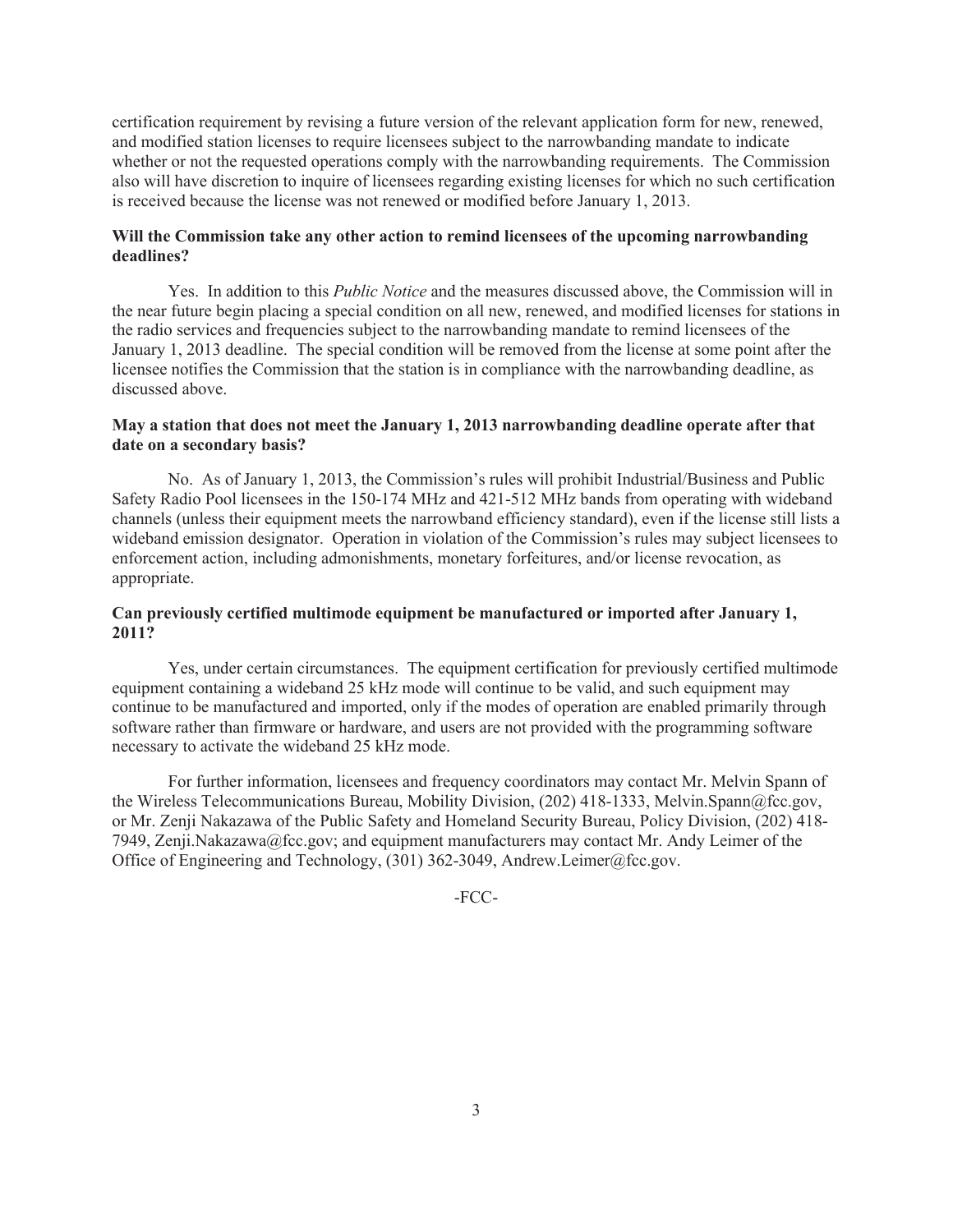certification requirement by revising a future version of the relevant application form for new, renewed, and modified station licenses to require licensees subject to the narrowbanding mandate to indicate whether or not the requested operations comply with the narrowbanding requirements. The Commission also will have discretion to inquire of licensees regarding existing licenses for which no such certification is received because the license was not renewed or modified before January 1, 2013.

**Will the Commission take any other action to remind licensees of the upcoming narrowbanding deadlines?**

Yes. In addition to this *Public Notice* and the measures discussed above, the Commission will in the near future begin placing a special condition on all new, renewed, and modified licenses for stations in the radio services and frequencies subject to the narrowbanding mandate to remind licensees of the January 1, 2013 deadline. The special condition will be removed from the license at some point after the licensee notifies the Commission that the station is in compliance with the narrowbanding deadline, as discussed above.

**May a station that does not meet the January 1, 2013 narrowbanding deadline operate after that date on a secondary basis?**

No. As of January 1, 2013, the Commission's rules will prohibit Industrial/Business and Public Safety Radio Pool licensees in the 150-174 MHz and 421-512 MHz bands from operating with wideband channels (unless their equipment meets the narrowband efficiency standard), even if the license still lists a wideband emission designator. Operation in violation of the Commission's rules may subject licensees to enforcement action, including admonishments, monetary forfeitures, and/or license revocation, as appropriate.

**Can previously certified multimode equipment be manufactured or imported after January 1, 2011?**

Yes, under certain circumstances. The equipment certification for previously certified multimode equipment containing a wideband 25 kHz mode will continue to be valid, and such equipment may continue to be manufactured and imported, only if the modes of operation are enabled primarily through software rather than firmware or hardware, and users are not provided with the programming software necessary to activate the wideband 25 kHz mode.

For further information, licensees and frequency coordinators may contact Mr. Melvin Spann of the Wireless Telecommunications Bureau, Mobility Division, (202) 418-1333, Melvin.Spann@fcc.gov, or Mr. Zenji Nakazawa of the Public Safety and Homeland Security Bureau, Policy Division, (202) 418-7949, Zenji.Nakazawa@fcc.gov; and equipment manufacturers may contact Mr. Andy Leimer of the Office of Engineering and Technology, (301) 362-3049, Andrew.Leimer@fcc.gov.

-FCC-